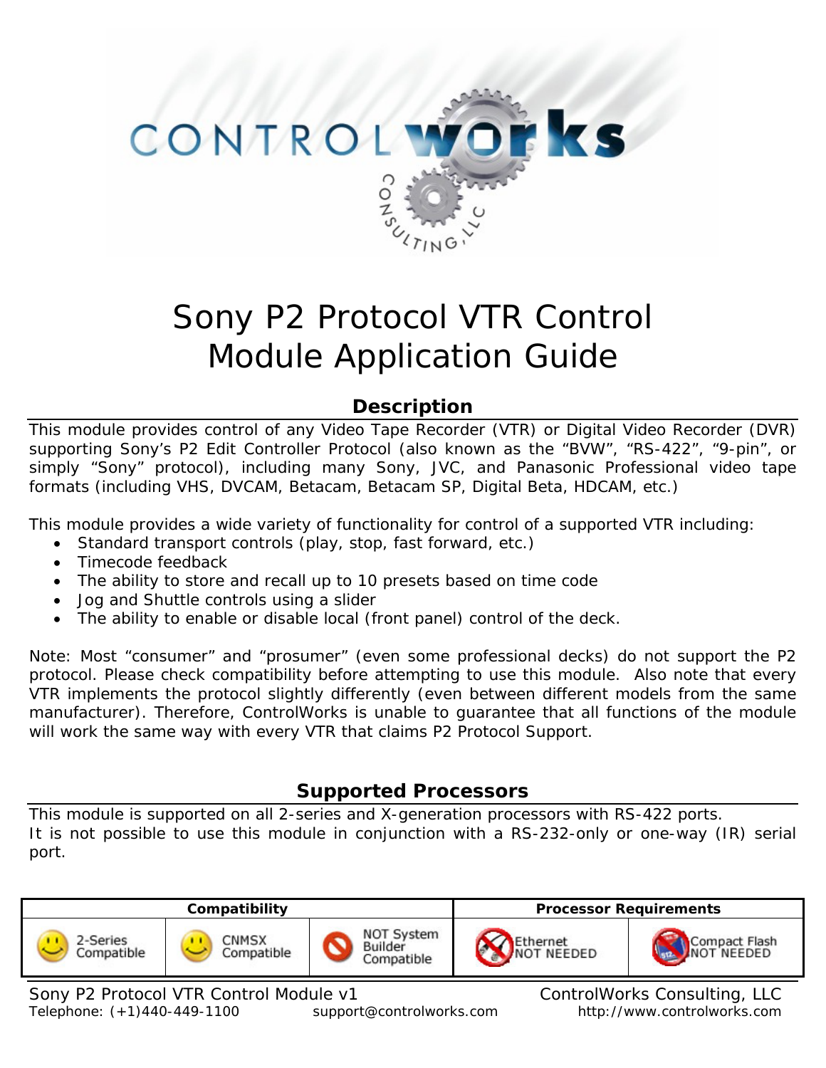# Sony P2 Protocol VTR Control Module Application Guide

## Description

This module provides control of any Video Tape Recorder (VTR) or Digital Video Recorder (DVR) supporting Sony's P2 Edit Controller Protocol (also known as the "BVW", "RS-422", "9-pin", or simply "Sony" protocol), including many Sony, JVC, and Panasonic Professional video tape formats (including VHS, DVCAM, Betacam, Betacam SP, Digital Beta, HDCAM, etc.)

This module provides a wide variety of functionality for control of a supported VTR including:

- Standard transport controls (play, stop, fast forward, etc.)
- Timecode feedback
- The ability to store and recall up to 10 presets based on time code
- Jog and Shuttle controls using a slider
- The ability to enable or disable local (front panel) control of the deck.

Note: Most "consumer" and "prosumer" (even some professional decks) do not support the P2 protocol. Please check compatibility before attempting to use this module. Also note that every VTR implements the protocol slightly differently (even between different models from the same manufacturer). Therefore, ControlWorks is unable to guarantee that all functions of the module will work the same way with every VTR that claims P2 Protocol Support.

## Supported Processors

This module is supported on all 2-series and X-generation processors with RS-422 ports.
It is not possible to use this module in conjunction with a RS-232-only or one-way (IR) serial port.

| Compatibility | | | Processor Requirements | |
|---|---|---|---|---|
| 2-Series Compatible | CNMSX Compatible | NOT System Builder Compatible | Ethernet NOT NEEDED | Compact Flash NOT NEEDED |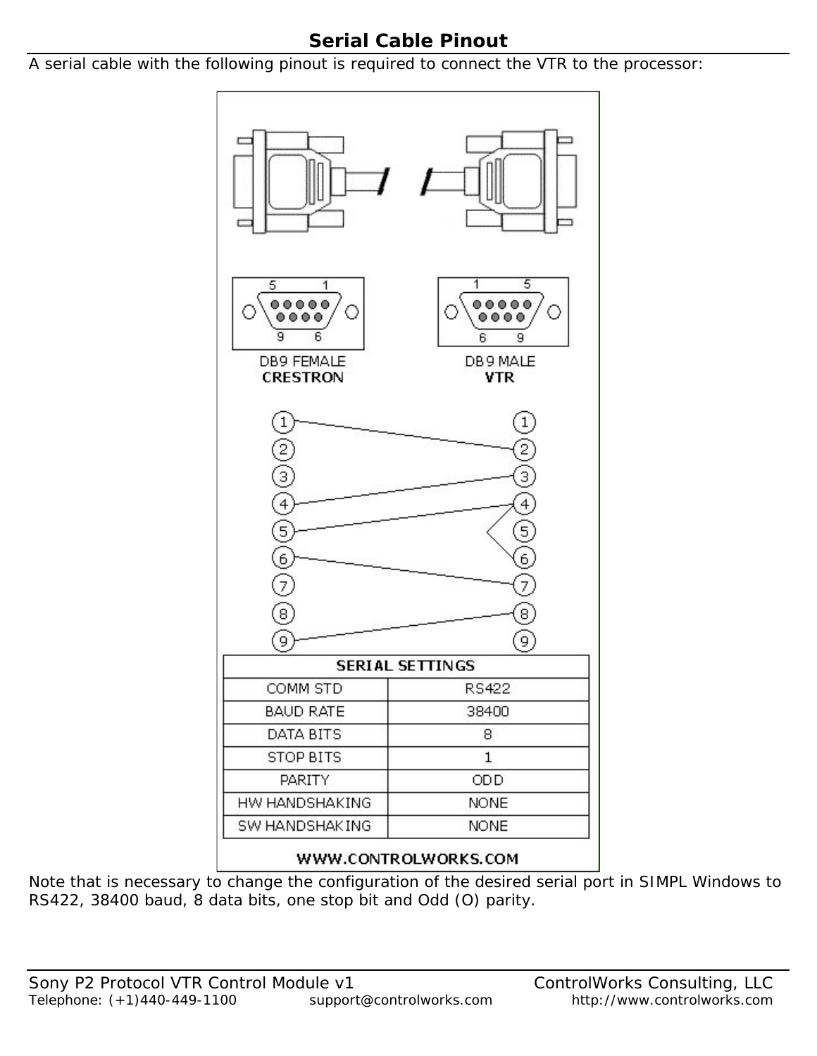# Serial Cable Pinout

A serial cable with the following pinout is required to connect the VTR to the processor:

DB9 FEMALE
**CRESTRON**

DB9 MALE
**VTR**

| SERIAL SETTINGS | |
|---|---|
| COMM STD | RS422 |
| BAUD RATE | 38400 |
| DATA BITS | 8 |
| STOP BITS | 1 |
| PARITY | ODD |
| HW HANDSHAKING | NONE |
| SW HANDSHAKING | NONE |

**WWW.CONTROLWORKS.COM**

Note that is necessary to change the configuration of the desired serial port in SIMPL Windows to RS422, 38400 baud, 8 data bits, one stop bit and Odd (O) parity.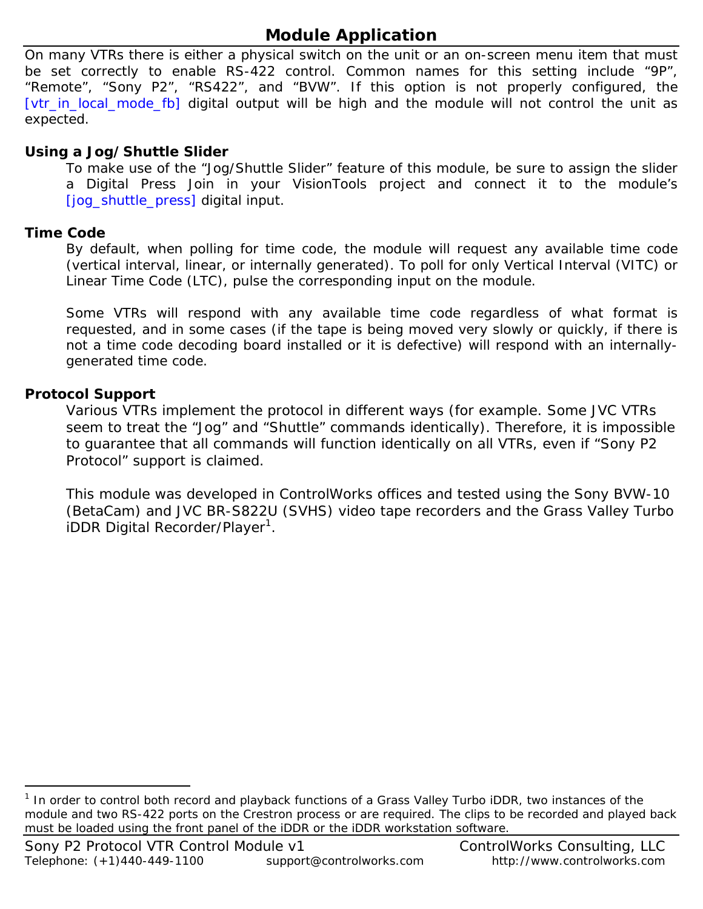# Module Application

On many VTRs there is either a physical switch on the unit or an on-screen menu item that must be set correctly to enable RS-422 control. Common names for this setting include “9P”, “Remote”, “Sony P2”, “RS422”, and “BVW”. If this option is not properly configured, the [vtr_in_local_mode_fb] digital output will be high and the module will not control the unit as expected.

### Using a Jog/Shuttle Slider

To make use of the “Jog/Shuttle Slider” feature of this module, be sure to assign the slider a Digital Press Join in your VisionTools project and connect it to the module’s [jog_shuttle_press] digital input.

### Time Code

By default, when polling for time code, the module will request any available time code (vertical interval, linear, or internally generated). To poll for only Vertical Interval (VITC) or Linear Time Code (LTC), pulse the corresponding input on the module.

Some VTRs will respond with any available time code regardless of what format is requested, and in some cases (if the tape is being moved very slowly or quickly, if there is not a time code decoding board installed or it is defective) will respond with an internally-generated time code.

### Protocol Support

Various VTRs implement the protocol in different ways (for example. Some JVC VTRs seem to treat the “Jog” and “Shuttle” commands identically). Therefore, it is impossible to guarantee that all commands will function identically on all VTRs, even if “Sony P2 Protocol” support is claimed.

This module was developed in ControlWorks offices and tested using the Sony BVW-10 (BetaCam) and JVC BR-S822U (SVHS) video tape recorders and the Grass Valley Turbo iDDR Digital Recorder/Player[1].

[1] In order to control both record and playback functions of a Grass Valley Turbo iDDR, two instances of the module and two RS-422 ports on the Crestron process or are required. The clips to be recorded and played back must be loaded using the front panel of the iDDR or the iDDR workstation software.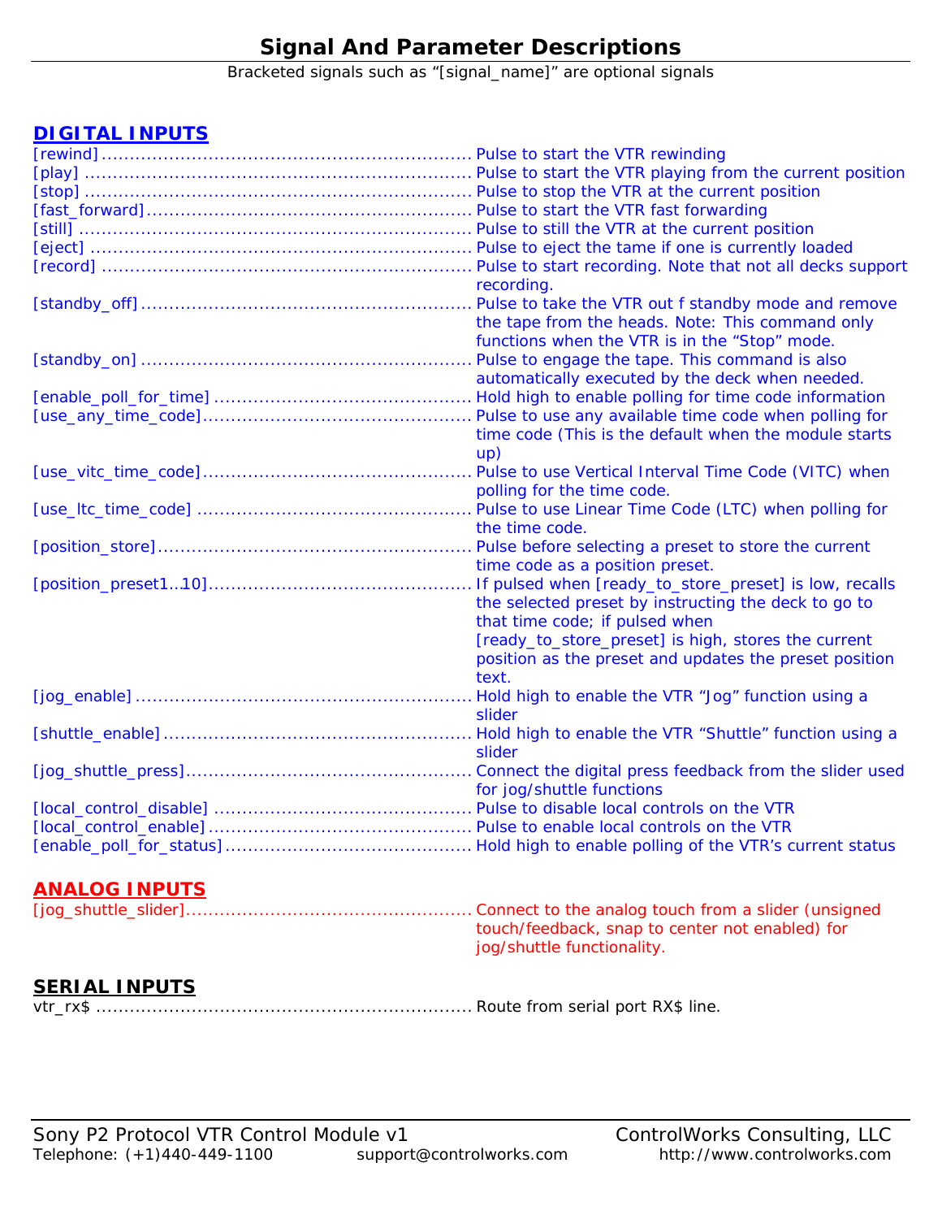# Signal And Parameter Descriptions

Bracketed signals such as “[signal_name]” are optional signals

## DIGITAL INPUTS

[rewind] ................................................................ Pulse to start the VTR rewinding

[play] ................................................................... Pulse to start the VTR playing from the current position

[stop] ................................................................... Pulse to stop the VTR at the current position

[fast_forward] ........................................................ Pulse to start the VTR fast forwarding

[still] .................................................................... Pulse to still the VTR at the current position

[eject] ................................................................... Pulse to eject the tame if one is currently loaded

[record] ................................................................. Pulse to start recording. Note that not all decks support recording.

[standby_off] .......................................................... Pulse to take the VTR out f standby mode and remove the tape from the heads. Note: This command only functions when the VTR is in the “Stop” mode.

[standby_on] .......................................................... Pulse to engage the tape. This command is also automatically executed by the deck when needed.

[enable_poll_for_time] ............................................. Hold high to enable polling for time code information

[use_any_time_code] ............................................... Pulse to use any available time code when polling for time code (This is the default when the module starts up)

[use_vitc_time_code] ............................................... Pulse to use Vertical Interval Time Code (VITC) when polling for the time code.

[use_ltc_time_code] ................................................ Pulse to use Linear Time Code (LTC) when polling for the time code.

[position_store] ....................................................... Pulse before selecting a preset to store the current time code as a position preset.

[position_preset1..10] .............................................. If pulsed when [ready_to_store_preset] is low, recalls the selected preset by instructing the deck to go to that time code; if pulsed when [ready_to_store_preset] is high, stores the current position as the preset and updates the preset position text.

[jog_enable] ........................................................... Hold high to enable the VTR “Jog” function using a slider

[shuttle_enable] ...................................................... Hold high to enable the VTR “Shuttle” function using a slider

[jog_shuttle_press] .................................................. Connect the digital press feedback from the slider used for jog/shuttle functions

[local_control_disable] ............................................. Pulse to disable local controls on the VTR

[local_control_enable] .............................................. Pulse to enable local controls on the VTR

[enable_poll_for_status] ........................................... Hold high to enable polling of the VTR’s current status

## ANALOG INPUTS

[jog_shuttle_slider] .................................................. Connect to the analog touch from a slider (unsigned touch/feedback, snap to center not enabled) for jog/shuttle functionality.

## SERIAL INPUTS

vtr_rx$ .................................................................. Route from serial port RX$ line.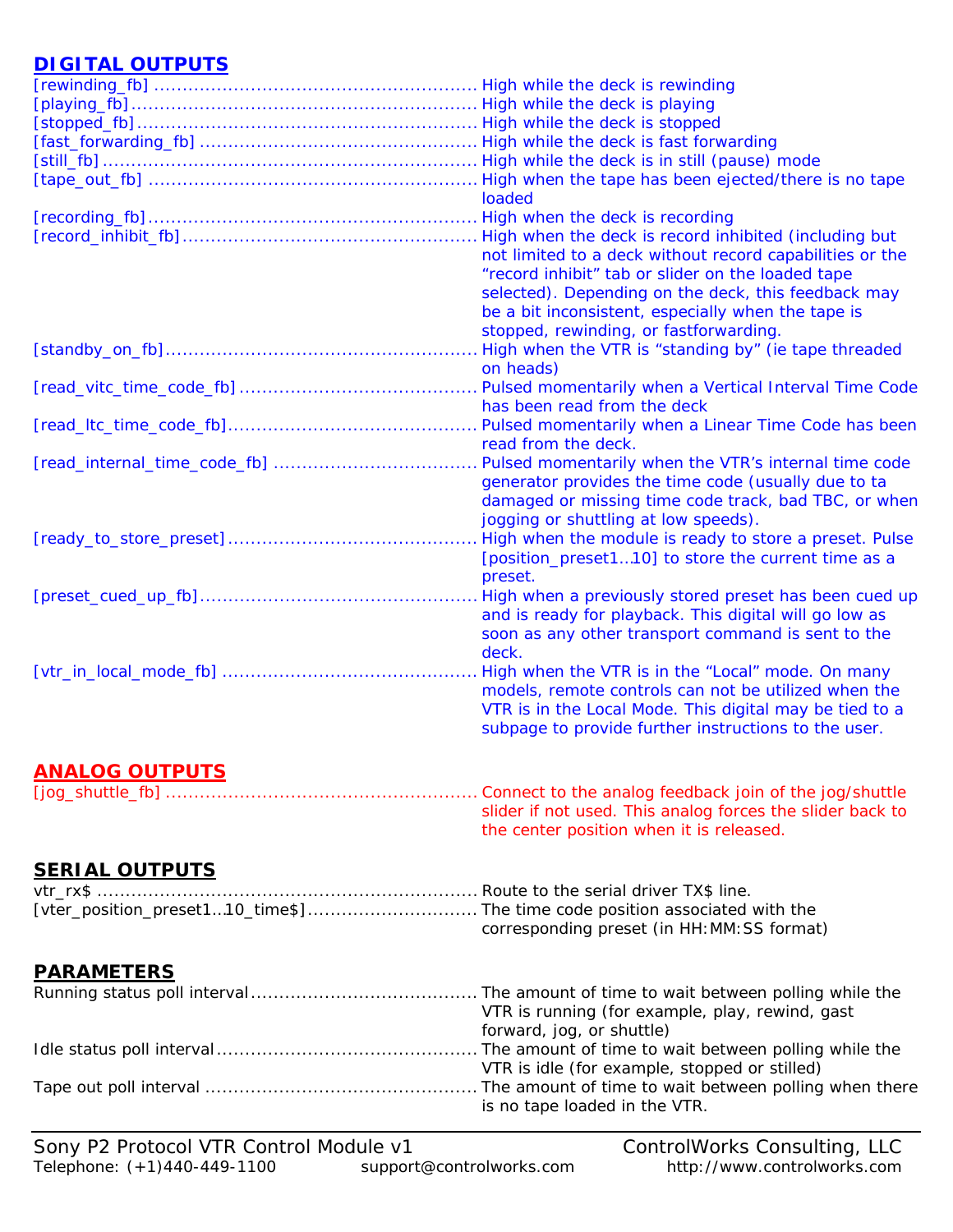## DIGITAL OUTPUTS

[rewinding_fb] ........................................................ High while the deck is rewinding
[playing_fb] ............................................................ High while the deck is playing
[stopped_fb] ........................................................... High while the deck is stopped
[fast_forwarding_fb] ................................................ High while the deck is fast forwarding
[still_fb] ................................................................. High while the deck is in still (pause) mode
[tape_out_fb] ......................................................... High when the tape has been ejected/there is no tape loaded
[recording_fb] ......................................................... High when the deck is recording
[record_inhibit_fb] ................................................... High when the deck is record inhibited (including but not limited to a deck without record capabilities or the “record inhibit” tab or slider on the loaded tape selected). Depending on the deck, this feedback may be a bit inconsistent, especially when the tape is stopped, rewinding, or fastforwarding.
[standby_on_fb] ...................................................... High when the VTR is “standing by” (ie tape threaded on heads)
[read_vitc_time_code_fb] .......................................... Pulsed momentarily when a Vertical Interval Time Code has been read from the deck
[read_ltc_time_code_fb] ............................................ Pulsed momentarily when a Linear Time Code has been read from the deck.
[read_internal_time_code_fb] .................................... Pulsed momentarily when the VTR’s internal time code generator provides the time code (usually due to ta damaged or missing time code track, bad TBC, or when jogging or shuttling at low speeds).
[ready_to_store_preset] ............................................ High when the module is ready to store a preset. Pulse [position_preset1…10] to store the current time as a preset.
[preset_cued_up_fb] ................................................. High when a previously stored preset has been cued up and is ready for playback. This digital will go low as soon as any other transport command is sent to the deck.
[vtr_in_local_mode_fb] ............................................. High when the VTR is in the “Local” mode. On many models, remote controls can not be utilized when the VTR is in the Local Mode. This digital may be tied to a subpage to provide further instructions to the user.

## ANALOG OUTPUTS

[jog_shuttle_fb] ....................................................... Connect to the analog feedback join of the jog/shuttle slider if not used. This analog forces the slider back to the center position when it is released.

## SERIAL OUTPUTS

vtr_rx$ .................................................................. Route to the serial driver TX$ line.
[vter_position_preset1…10_time$] .............................. The time code position associated with the corresponding preset (in HH:MM:SS format)

## PARAMETERS

Running status poll interval ........................................ The amount of time to wait between polling while the VTR is running (for example, play, rewind, gast forward, jog, or shuttle)
Idle status poll interval .............................................. The amount of time to wait between polling while the VTR is idle (for example, stopped or stilled)
Tape out poll interval ................................................ The amount of time to wait between polling when there is no tape loaded in the VTR.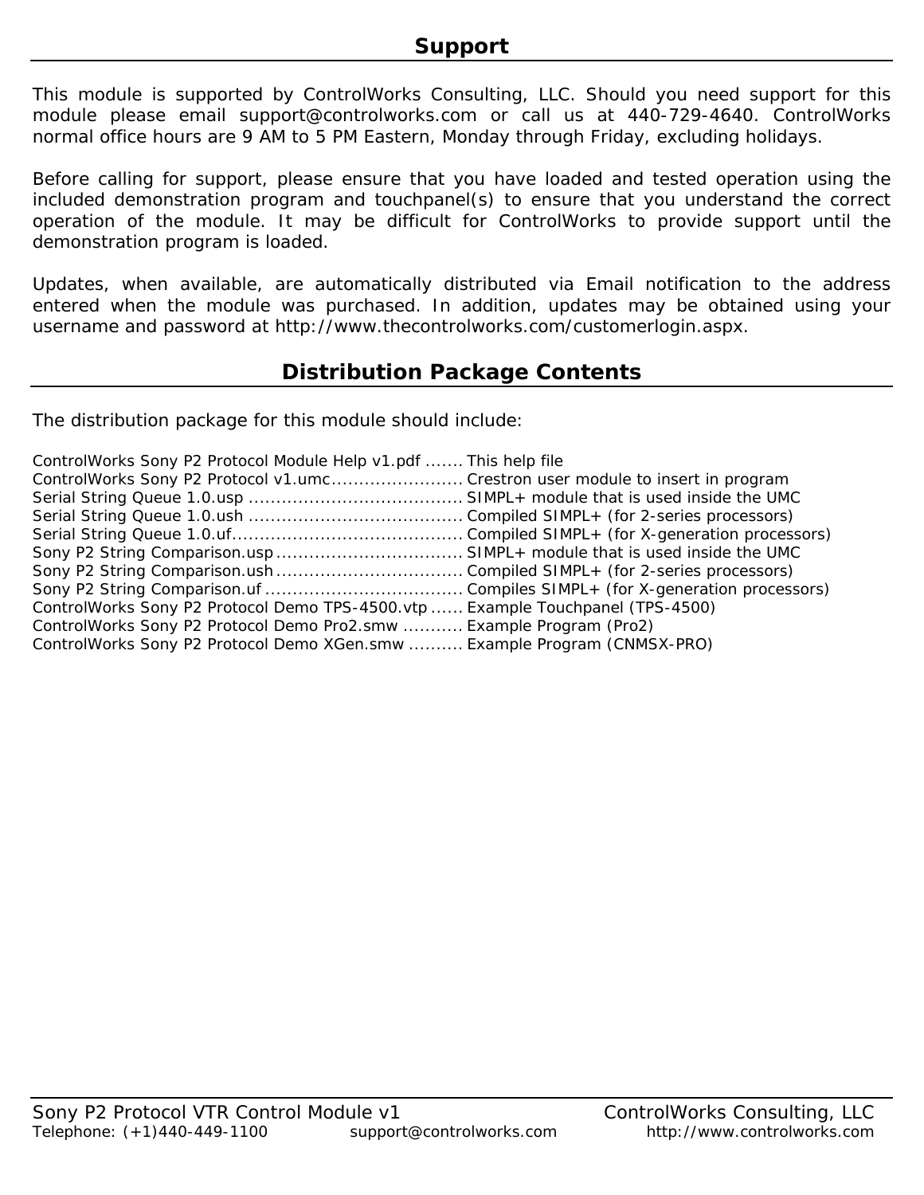## Support

This module is supported by ControlWorks Consulting, LLC. Should you need support for this module please email support@controlworks.com or call us at 440-729-4640. ControlWorks normal office hours are 9 AM to 5 PM Eastern, Monday through Friday, excluding holidays.

Before calling for support, please ensure that you have loaded and tested operation using the included demonstration program and touchpanel(s) to ensure that you understand the correct operation of the module. It may be difficult for ControlWorks to provide support until the demonstration program is loaded.

Updates, when available, are automatically distributed via Email notification to the address entered when the module was purchased. In addition, updates may be obtained using your username and password at http://www.thecontrolworks.com/customerlogin.aspx.

## Distribution Package Contents

The distribution package for this module should include:

ControlWorks Sony P2 Protocol Module Help v1.pdf ....... This help file
ControlWorks Sony P2 Protocol v1.umc........................ Crestron user module to insert in program
Serial String Queue 1.0.usp ....................................... SIMPL+ module that is used inside the UMC
Serial String Queue 1.0.ush ....................................... Compiled SIMPL+ (for 2-series processors)
Serial String Queue 1.0.uf.......................................... Compiled SIMPL+ (for X-generation processors)
Sony P2 String Comparison.usp .................................. SIMPL+ module that is used inside the UMC
Sony P2 String Comparison.ush .................................. Compiled SIMPL+ (for 2-series processors)
Sony P2 String Comparison.uf .................................... Compiles SIMPL+ (for X-generation processors)
ControlWorks Sony P2 Protocol Demo TPS-4500.vtp ...... Example Touchpanel (TPS-4500)
ControlWorks Sony P2 Protocol Demo Pro2.smw ........... Example Program (Pro2)
ControlWorks Sony P2 Protocol Demo XGen.smw .......... Example Program (CNMSX-PRO)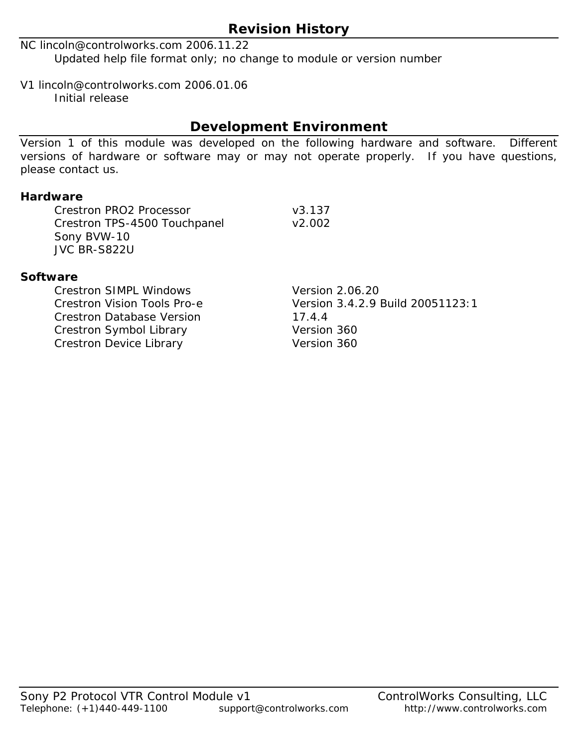## Revision History

NC lincoln@controlworks.com 2006.11.22
    Updated help file format only; no change to module or version number

V1 lincoln@controlworks.com 2006.01.06
    Initial release

## Development Environment

Version 1 of this module was developed on the following hardware and software. Different versions of hardware or software may or may not operate properly. If you have questions, please contact us.

**Hardware**

| | |
|---|---|
| Crestron PRO2 Processor | v3.137 |
| Crestron TPS-4500 Touchpanel | v2.002 |
| Sony BVW-10 | |
| JVC BR-S822U | |

**Software**

| | |
|---|---|
| Crestron SIMPL Windows | Version 2.06.20 |
| Crestron Vision Tools Pro-e | Version 3.4.2.9 Build 20051123:1 |
| Crestron Database Version | 17.4.4 |
| Crestron Symbol Library | Version 360 |
| Crestron Device Library | Version 360 |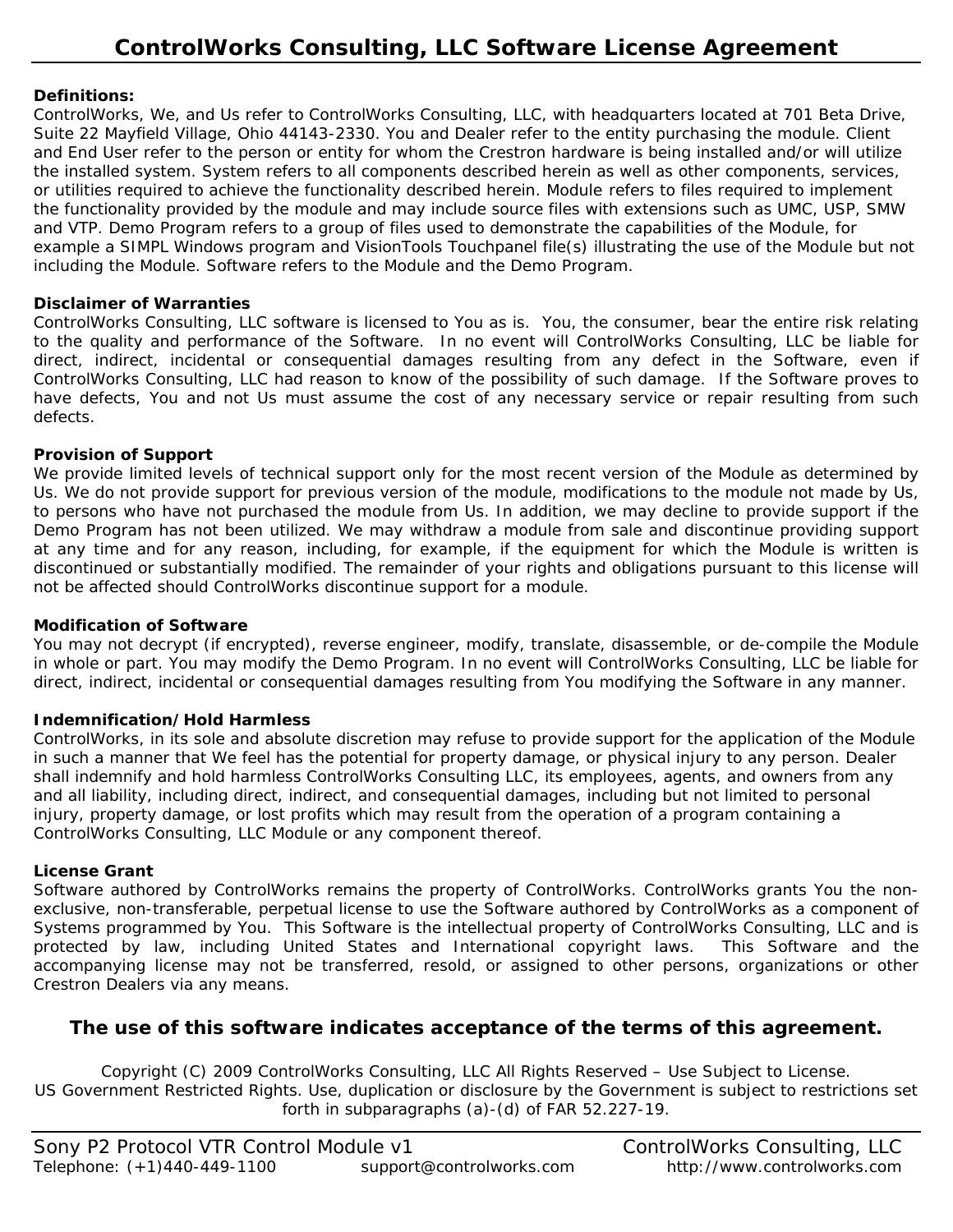# ControlWorks Consulting, LLC Software License Agreement

**Definitions:**
ControlWorks, We, and Us refer to ControlWorks Consulting, LLC, with headquarters located at 701 Beta Drive, Suite 22 Mayfield Village, Ohio 44143-2330. You and Dealer refer to the entity purchasing the module. Client and End User refer to the person or entity for whom the Crestron hardware is being installed and/or will utilize the installed system. System refers to all components described herein as well as other components, services, or utilities required to achieve the functionality described herein. Module refers to files required to implement the functionality provided by the module and may include source files with extensions such as UMC, USP, SMW and VTP. Demo Program refers to a group of files used to demonstrate the capabilities of the Module, for example a SIMPL Windows program and VisionTools Touchpanel file(s) illustrating the use of the Module but not including the Module. Software refers to the Module and the Demo Program.

**Disclaimer of Warranties**
ControlWorks Consulting, LLC software is licensed to You as is. You, the consumer, bear the entire risk relating to the quality and performance of the Software. In no event will ControlWorks Consulting, LLC be liable for direct, indirect, incidental or consequential damages resulting from any defect in the Software, even if ControlWorks Consulting, LLC had reason to know of the possibility of such damage. If the Software proves to have defects, You and not Us must assume the cost of any necessary service or repair resulting from such defects.

**Provision of Support**
We provide limited levels of technical support only for the most recent version of the Module as determined by Us. We do not provide support for previous version of the module, modifications to the module not made by Us, to persons who have not purchased the module from Us. In addition, we may decline to provide support if the Demo Program has not been utilized. We may withdraw a module from sale and discontinue providing support at any time and for any reason, including, for example, if the equipment for which the Module is written is discontinued or substantially modified. The remainder of your rights and obligations pursuant to this license will not be affected should ControlWorks discontinue support for a module.

**Modification of Software**
You may not decrypt (if encrypted), reverse engineer, modify, translate, disassemble, or de-compile the Module in whole or part. You may modify the Demo Program. In no event will ControlWorks Consulting, LLC be liable for direct, indirect, incidental or consequential damages resulting from You modifying the Software in any manner.

**Indemnification/Hold Harmless**
ControlWorks, in its sole and absolute discretion may refuse to provide support for the application of the Module in such a manner that We feel has the potential for property damage, or physical injury to any person. Dealer shall indemnify and hold harmless ControlWorks Consulting LLC, its employees, agents, and owners from any and all liability, including direct, indirect, and consequential damages, including but not limited to personal injury, property damage, or lost profits which may result from the operation of a program containing a ControlWorks Consulting, LLC Module or any component thereof.

**License Grant**
Software authored by ControlWorks remains the property of ControlWorks. ControlWorks grants You the non-exclusive, non-transferable, perpetual license to use the Software authored by ControlWorks as a component of Systems programmed by You. This Software is the intellectual property of ControlWorks Consulting, LLC and is protected by law, including United States and International copyright laws. This Software and the accompanying license may not be transferred, resold, or assigned to other persons, organizations or other Crestron Dealers via any means.

**The use of this software indicates acceptance of the terms of this agreement.**

Copyright (C) 2009 ControlWorks Consulting, LLC All Rights Reserved – Use Subject to License.
US Government Restricted Rights. Use, duplication or disclosure by the Government is subject to restrictions set forth in subparagraphs (a)-(d) of FAR 52.227-19.